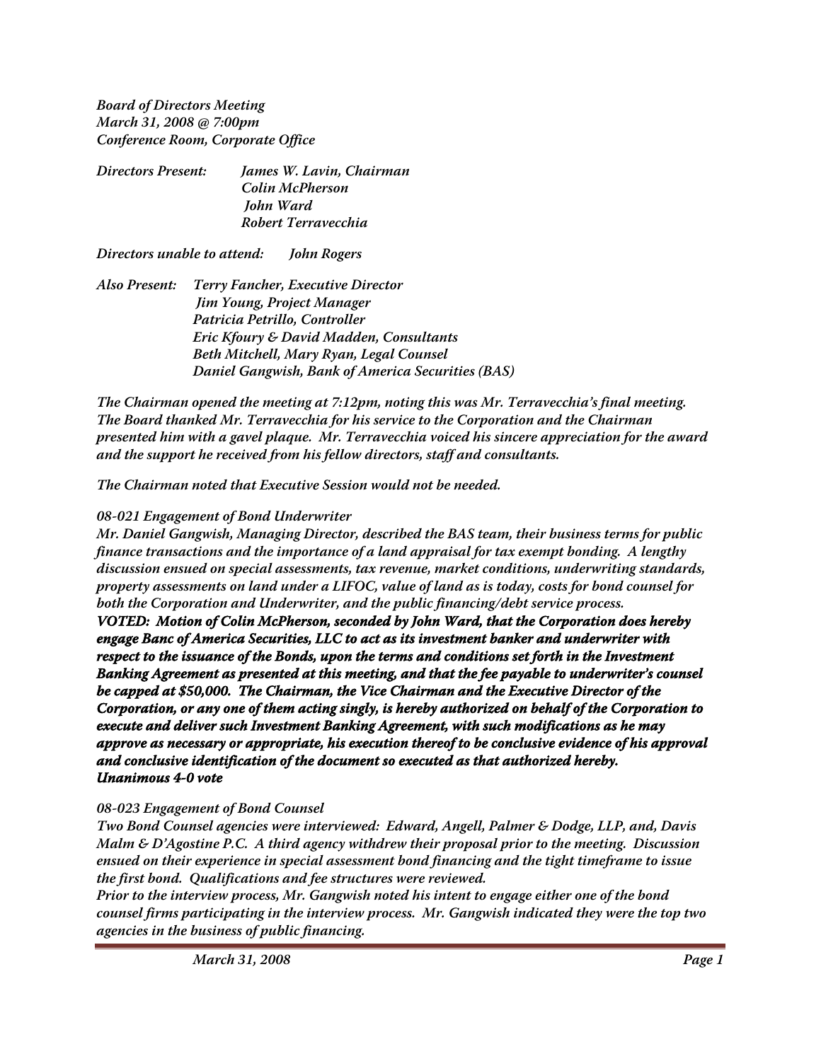*Board of Directors Meeting*
*March 31, 2008 @ 7:00pm*
*Conference Room, Corporate Office*

*Directors Present: James W. Lavin, Chairman*
*Colin McPherson*
*John Ward*
*Robert Terravecchia*

*Directors unable to attend: John Rogers*

*Also Present: Terry Fancher, Executive Director*
*Jim Young, Project Manager*
*Patricia Petrillo, Controller*
*Eric Kfoury & David Madden, Consultants*
*Beth Mitchell, Mary Ryan, Legal Counsel*
*Daniel Gangwish, Bank of America Securities (BAS)*

*The Chairman opened the meeting at 7:12pm, noting this was Mr. Terravecchia's final meeting. The Board thanked Mr. Terravecchia for his service to the Corporation and the Chairman presented him with a gavel plaque. Mr. Terravecchia voiced his sincere appreciation for the award and the support he received from his fellow directors, staff and consultants.*

*The Chairman noted that Executive Session would not be needed.*

*08-021 Engagement of Bond Underwriter*

*Mr. Daniel Gangwish, Managing Director, described the BAS team, their business terms for public finance transactions and the importance of a land appraisal for tax exempt bonding. A lengthy discussion ensued on special assessments, tax revenue, market conditions, underwriting standards, property assessments on land under a LIFOC, value of land as is today, costs for bond counsel for both the Corporation and Underwriter, and the public financing/debt service process.*

***VOTED: Motion of Colin McPherson, seconded by John Ward, that the Corporation does hereby engage Banc of America Securities, LLC to act as its investment banker and underwriter with respect to the issuance of the Bonds, upon the terms and conditions set forth in the Investment Banking Agreement as presented at this meeting, and that the fee payable to underwriter's counsel be capped at $50,000. The Chairman, the Vice Chairman and the Executive Director of the Corporation, or any one of them acting singly, is hereby authorized on behalf of the Corporation to execute and deliver such Investment Banking Agreement, with such modifications as he may approve as necessary or appropriate, his execution thereof to be conclusive evidence of his approval and conclusive identification of the document so executed as that authorized hereby.***
***Unanimous 4-0 vote***

*08-023 Engagement of Bond Counsel*

*Two Bond Counsel agencies were interviewed: Edward, Angell, Palmer & Dodge, LLP, and, Davis Malm & D'Agostine P.C. A third agency withdrew their proposal prior to the meeting. Discussion ensued on their experience in special assessment bond financing and the tight timeframe to issue the first bond. Qualifications and fee structures were reviewed.*

*Prior to the interview process, Mr. Gangwish noted his intent to engage either one of the bond counsel firms participating in the interview process. Mr. Gangwish indicated they were the top two agencies in the business of public financing.*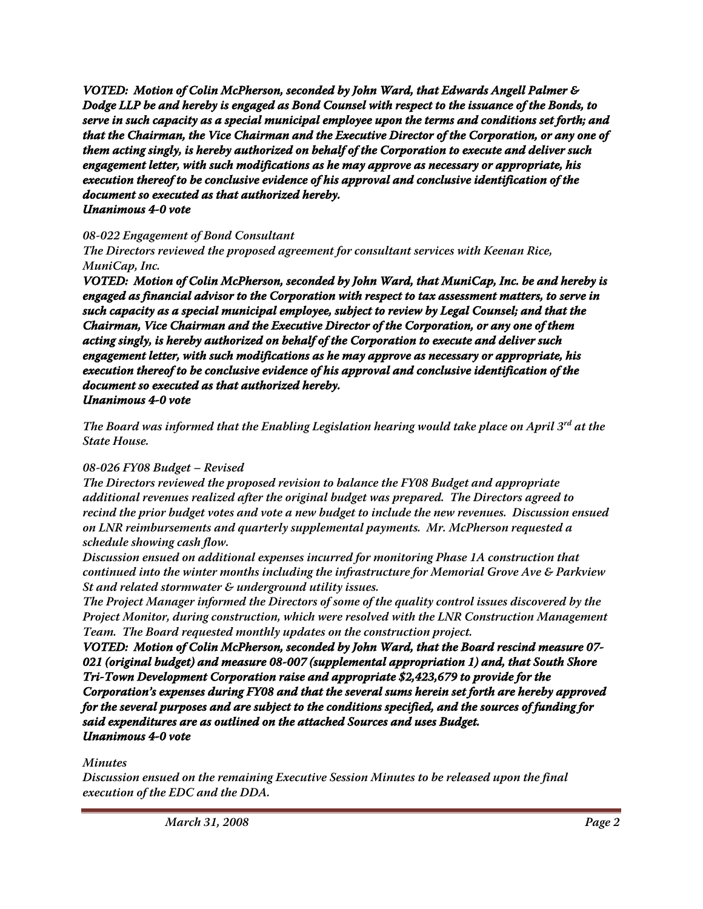***VOTED: Motion of Colin McPherson, seconded by John Ward, that Edwards Angell Palmer & Dodge LLP be and hereby is engaged as Bond Counsel with respect to the issuance of the Bonds, to serve in such capacity as a special municipal employee upon the terms and conditions set forth; and that the Chairman, the Vice Chairman and the Executive Director of the Corporation, or any one of them acting singly, is hereby authorized on behalf of the Corporation to execute and deliver such engagement letter, with such modifications as he may approve as necessary or appropriate, his execution thereof to be conclusive evidence of his approval and conclusive identification of the document so executed as that authorized hereby.***
***Unanimous 4-0 vote***

*08-022 Engagement of Bond Consultant*

*The Directors reviewed the proposed agreement for consultant services with Keenan Rice, MuniCap, Inc.*

***VOTED: Motion of Colin McPherson, seconded by John Ward, that MuniCap, Inc. be and hereby is engaged as financial advisor to the Corporation with respect to tax assessment matters, to serve in such capacity as a special municipal employee, subject to review by Legal Counsel; and that the Chairman, Vice Chairman and the Executive Director of the Corporation, or any one of them acting singly, is hereby authorized on behalf of the Corporation to execute and deliver such engagement letter, with such modifications as he may approve as necessary or appropriate, his execution thereof to be conclusive evidence of his approval and conclusive identification of the document so executed as that authorized hereby.***
***Unanimous 4-0 vote***

*The Board was informed that the Enabling Legislation hearing would take place on April 3rd at the State House.*

*08-026 FY08 Budget – Revised*

*The Directors reviewed the proposed revision to balance the FY08 Budget and appropriate additional revenues realized after the original budget was prepared. The Directors agreed to recind the prior budget votes and vote a new budget to include the new revenues. Discussion ensued on LNR reimbursements and quarterly supplemental payments. Mr. McPherson requested a schedule showing cash flow.*

*Discussion ensued on additional expenses incurred for monitoring Phase 1A construction that continued into the winter months including the infrastructure for Memorial Grove Ave & Parkview St and related stormwater & underground utility issues.*

*The Project Manager informed the Directors of some of the quality control issues discovered by the Project Monitor, during construction, which were resolved with the LNR Construction Management Team. The Board requested monthly updates on the construction project.*

***VOTED: Motion of Colin McPherson, seconded by John Ward, that the Board rescind measure 07-021 (original budget) and measure 08-007 (supplemental appropriation 1) and, that South Shore Tri-Town Development Corporation raise and appropriate $2,423,679 to provide for the Corporation's expenses during FY08 and that the several sums herein set forth are hereby approved for the several purposes and are subject to the conditions specified, and the sources of funding for said expenditures are as outlined on the attached Sources and uses Budget.***
***Unanimous 4-0 vote***

*Minutes*

*Discussion ensued on the remaining Executive Session Minutes to be released upon the final execution of the EDC and the DDA.*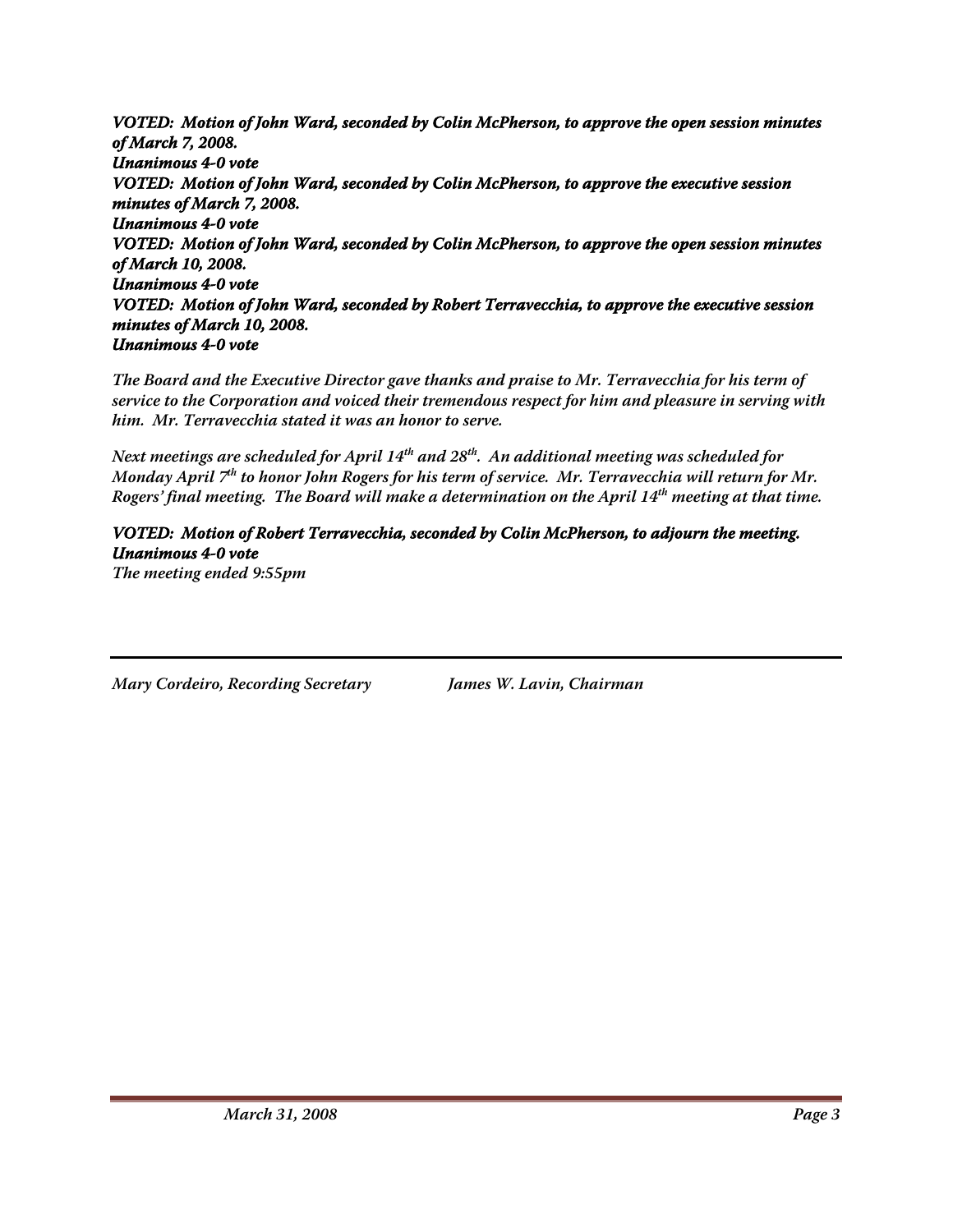***VOTED: Motion of John Ward, seconded by Colin McPherson, to approve the open session minutes of March 7, 2008.***
***Unanimous 4-0 vote***
***VOTED: Motion of John Ward, seconded by Colin McPherson, to approve the executive session minutes of March 7, 2008.***
***Unanimous 4-0 vote***
***VOTED: Motion of John Ward, seconded by Colin McPherson, to approve the open session minutes of March 10, 2008.***
***Unanimous 4-0 vote***
***VOTED: Motion of John Ward, seconded by Robert Terravecchia, to approve the executive session minutes of March 10, 2008.***
***Unanimous 4-0 vote***

*The Board and the Executive Director gave thanks and praise to Mr. Terravecchia for his term of service to the Corporation and voiced their tremendous respect for him and pleasure in serving with him. Mr. Terravecchia stated it was an honor to serve.*

*Next meetings are scheduled for April 14th and 28th. An additional meeting was scheduled for Monday April 7th to honor John Rogers for his term of service. Mr. Terravecchia will return for Mr. Rogers' final meeting. The Board will make a determination on the April 14th meeting at that time.*

***VOTED: Motion of Robert Terravecchia, seconded by Colin McPherson, to adjourn the meeting.***
***Unanimous 4-0 vote***
*The meeting ended 9:55pm*

---

*Mary Cordeiro, Recording Secretary* *James W. Lavin, Chairman*

*March 31, 2008*